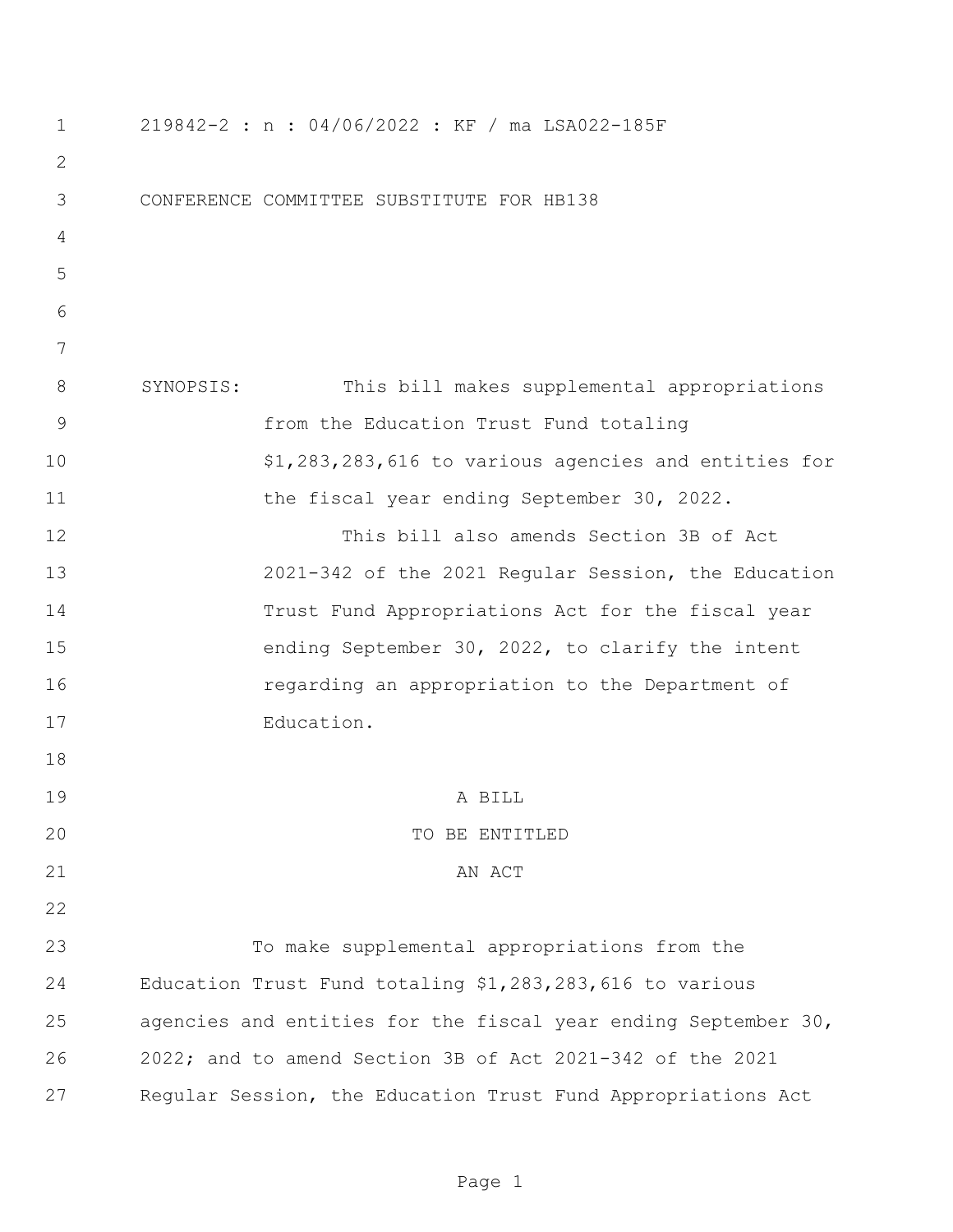219842-2 : n : 04/06/2022 : KF / ma LSA022-185F

CONFERENCE COMMITTEE SUBSTITUTE FOR HB138

SYNOPSIS: This bill makes supplemental appropriations from the Education Trust Fund totaling $1,283,283,616 to various agencies and entities for the fiscal year ending September 30, 2022.

This bill also amends Section 3B of Act 2021-342 of the 2021 Regular Session, the Education Trust Fund Appropriations Act for the fiscal year ending September 30, 2022, to clarify the intent regarding an appropriation to the Department of Education.

A BILL

TO BE ENTITLED

AN ACT

To make supplemental appropriations from the Education Trust Fund totaling $1,283,283,616 to various agencies and entities for the fiscal year ending September 30, 2022; and to amend Section 3B of Act 2021-342 of the 2021 Regular Session, the Education Trust Fund Appropriations Act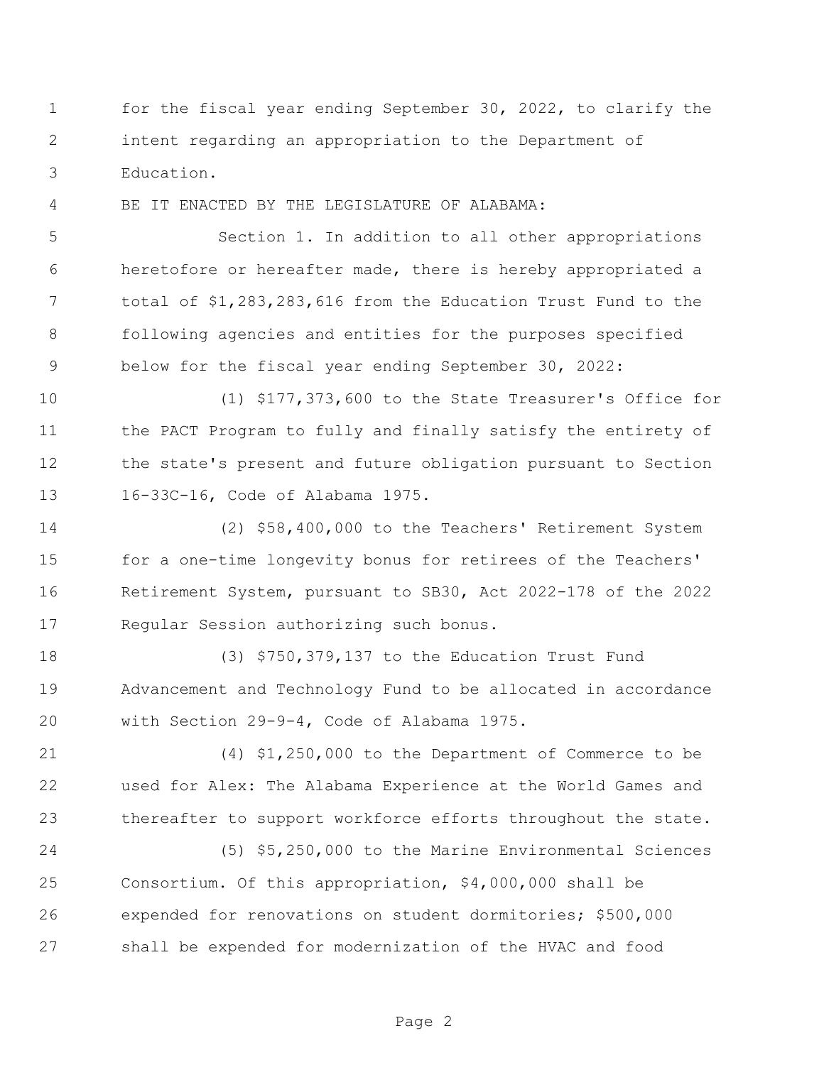for the fiscal year ending September 30, 2022, to clarify the intent regarding an appropriation to the Department of Education.

BE IT ENACTED BY THE LEGISLATURE OF ALABAMA:

Section 1. In addition to all other appropriations heretofore or hereafter made, there is hereby appropriated a total of $1,283,283,616 from the Education Trust Fund to the following agencies and entities for the purposes specified below for the fiscal year ending September 30, 2022:

(1) $177,373,600 to the State Treasurer's Office for the PACT Program to fully and finally satisfy the entirety of the state's present and future obligation pursuant to Section 16-33C-16, Code of Alabama 1975.

(2) $58,400,000 to the Teachers' Retirement System for a one-time longevity bonus for retirees of the Teachers' Retirement System, pursuant to SB30, Act 2022-178 of the 2022 Regular Session authorizing such bonus.

(3) $750,379,137 to the Education Trust Fund Advancement and Technology Fund to be allocated in accordance with Section 29-9-4, Code of Alabama 1975.

(4) $1,250,000 to the Department of Commerce to be used for Alex: The Alabama Experience at the World Games and thereafter to support workforce efforts throughout the state.

(5) $5,250,000 to the Marine Environmental Sciences Consortium. Of this appropriation, $4,000,000 shall be expended for renovations on student dormitories; $500,000 shall be expended for modernization of the HVAC and food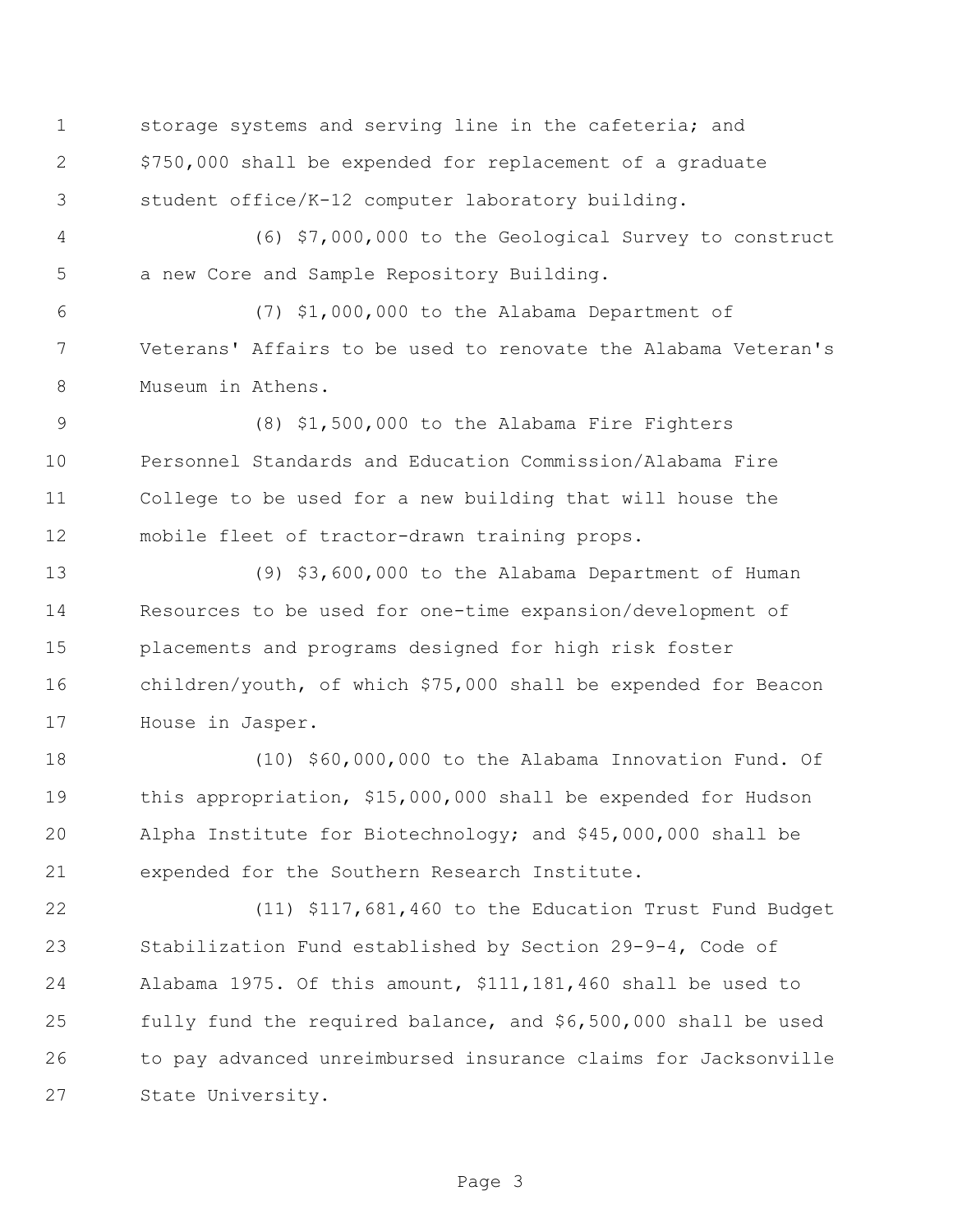storage systems and serving line in the cafeteria; and $750,000 shall be expended for replacement of a graduate student office/K-12 computer laboratory building.

(6) $7,000,000 to the Geological Survey to construct a new Core and Sample Repository Building.

(7) $1,000,000 to the Alabama Department of Veterans' Affairs to be used to renovate the Alabama Veteran's Museum in Athens.

(8) $1,500,000 to the Alabama Fire Fighters Personnel Standards and Education Commission/Alabama Fire College to be used for a new building that will house the mobile fleet of tractor-drawn training props.

(9) $3,600,000 to the Alabama Department of Human Resources to be used for one-time expansion/development of placements and programs designed for high risk foster children/youth, of which $75,000 shall be expended for Beacon House in Jasper.

(10) $60,000,000 to the Alabama Innovation Fund. Of this appropriation, $15,000,000 shall be expended for Hudson Alpha Institute for Biotechnology; and $45,000,000 shall be expended for the Southern Research Institute.

(11) $117,681,460 to the Education Trust Fund Budget Stabilization Fund established by Section 29-9-4, Code of Alabama 1975. Of this amount, $111,181,460 shall be used to fully fund the required balance, and $6,500,000 shall be used to pay advanced unreimbursed insurance claims for Jacksonville State University.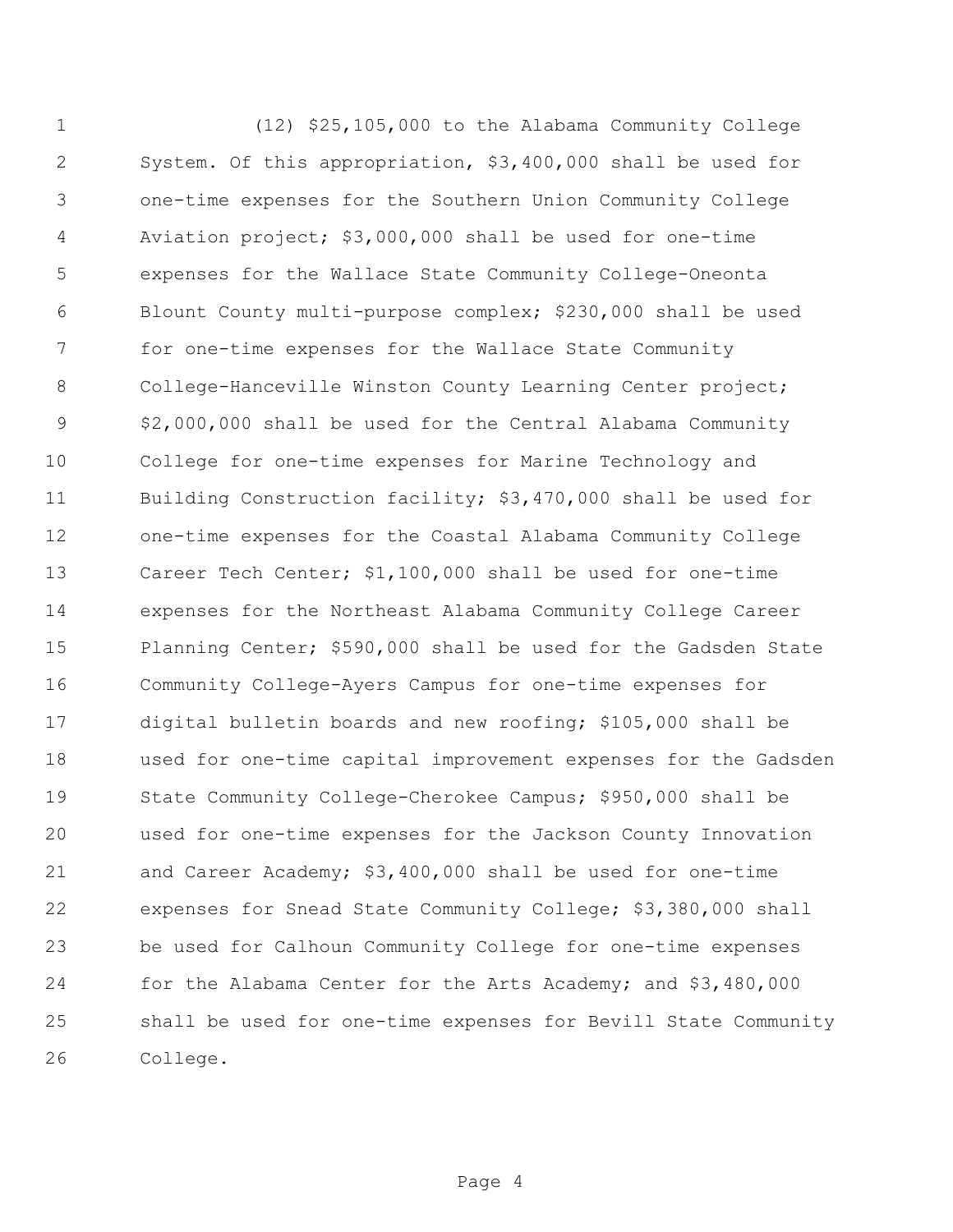(12) $25,105,000 to the Alabama Community College System. Of this appropriation, $3,400,000 shall be used for one-time expenses for the Southern Union Community College Aviation project; $3,000,000 shall be used for one-time expenses for the Wallace State Community College-Oneonta Blount County multi-purpose complex; $230,000 shall be used for one-time expenses for the Wallace State Community College-Hanceville Winston County Learning Center project; $2,000,000 shall be used for the Central Alabama Community College for one-time expenses for Marine Technology and Building Construction facility; $3,470,000 shall be used for one-time expenses for the Coastal Alabama Community College Career Tech Center; $1,100,000 shall be used for one-time expenses for the Northeast Alabama Community College Career Planning Center; $590,000 shall be used for the Gadsden State Community College-Ayers Campus for one-time expenses for digital bulletin boards and new roofing; $105,000 shall be used for one-time capital improvement expenses for the Gadsden State Community College-Cherokee Campus; $950,000 shall be used for one-time expenses for the Jackson County Innovation and Career Academy; $3,400,000 shall be used for one-time expenses for Snead State Community College; $3,380,000 shall be used for Calhoun Community College for one-time expenses for the Alabama Center for the Arts Academy; and $3,480,000 shall be used for one-time expenses for Bevill State Community College.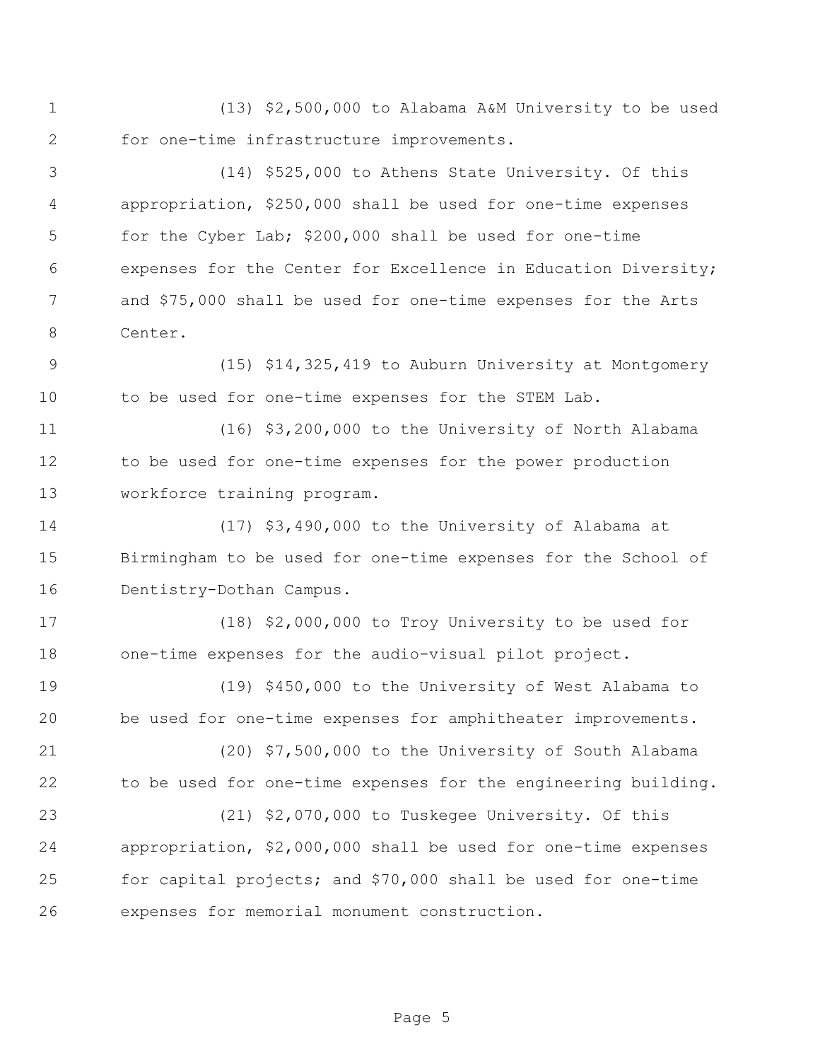(13) $2,500,000 to Alabama A&M University to be used for one-time infrastructure improvements.

(14) $525,000 to Athens State University. Of this appropriation, $250,000 shall be used for one-time expenses for the Cyber Lab; $200,000 shall be used for one-time expenses for the Center for Excellence in Education Diversity; and $75,000 shall be used for one-time expenses for the Arts Center.

(15) $14,325,419 to Auburn University at Montgomery to be used for one-time expenses for the STEM Lab.

(16) $3,200,000 to the University of North Alabama to be used for one-time expenses for the power production workforce training program.

(17) $3,490,000 to the University of Alabama at Birmingham to be used for one-time expenses for the School of Dentistry-Dothan Campus.

(18) $2,000,000 to Troy University to be used for one-time expenses for the audio-visual pilot project.

(19) $450,000 to the University of West Alabama to be used for one-time expenses for amphitheater improvements.

(20) $7,500,000 to the University of South Alabama to be used for one-time expenses for the engineering building.

(21) $2,070,000 to Tuskegee University. Of this appropriation, $2,000,000 shall be used for one-time expenses for capital projects; and $70,000 shall be used for one-time expenses for memorial monument construction.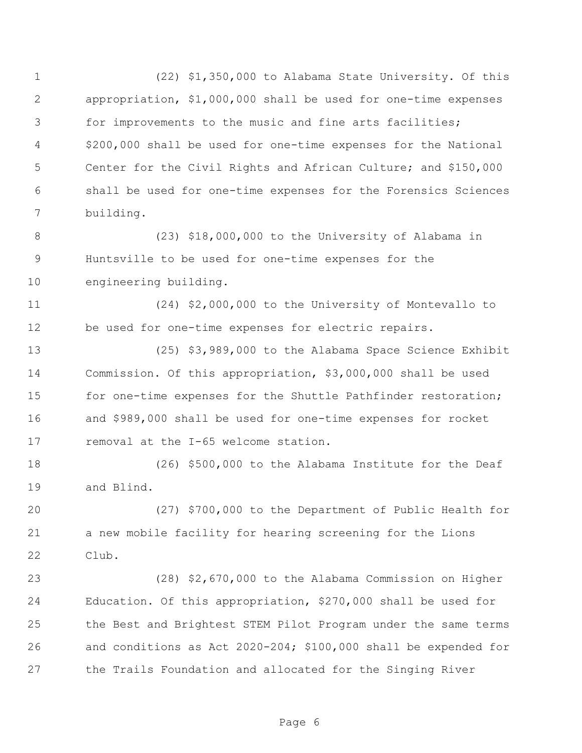(22) $1,350,000 to Alabama State University. Of this appropriation, $1,000,000 shall be used for one-time expenses for improvements to the music and fine arts facilities; $200,000 shall be used for one-time expenses for the National Center for the Civil Rights and African Culture; and $150,000 shall be used for one-time expenses for the Forensics Sciences building.

(23) $18,000,000 to the University of Alabama in Huntsville to be used for one-time expenses for the engineering building.

(24) $2,000,000 to the University of Montevallo to be used for one-time expenses for electric repairs.

(25) $3,989,000 to the Alabama Space Science Exhibit Commission. Of this appropriation, $3,000,000 shall be used for one-time expenses for the Shuttle Pathfinder restoration; and $989,000 shall be used for one-time expenses for rocket removal at the I-65 welcome station.

(26) $500,000 to the Alabama Institute for the Deaf and Blind.

(27) $700,000 to the Department of Public Health for a new mobile facility for hearing screening for the Lions Club.

(28) $2,670,000 to the Alabama Commission on Higher Education. Of this appropriation, $270,000 shall be used for the Best and Brightest STEM Pilot Program under the same terms and conditions as Act 2020-204; $100,000 shall be expended for the Trails Foundation and allocated for the Singing River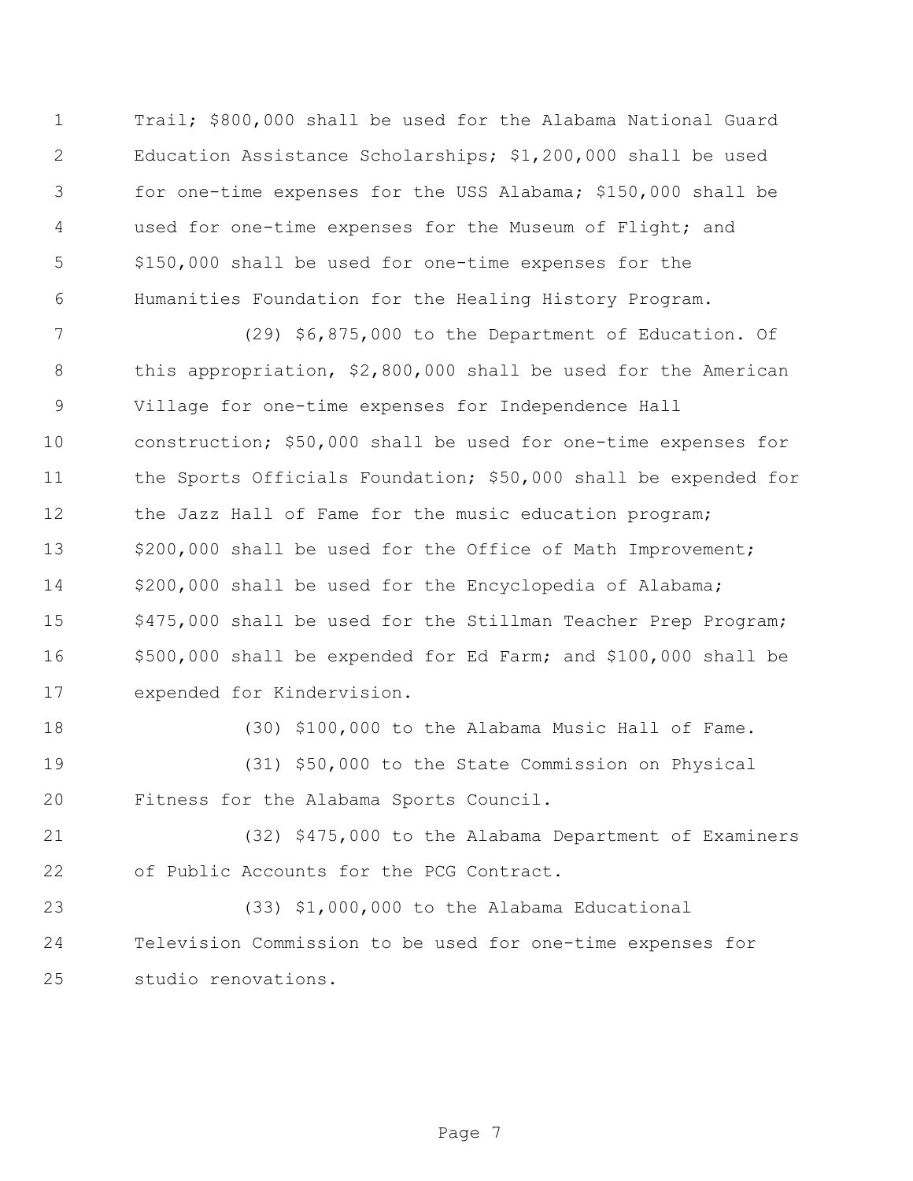Trail; $800,000 shall be used for the Alabama National Guard Education Assistance Scholarships; $1,200,000 shall be used for one-time expenses for the USS Alabama; $150,000 shall be used for one-time expenses for the Museum of Flight; and $150,000 shall be used for one-time expenses for the Humanities Foundation for the Healing History Program.

(29) $6,875,000 to the Department of Education. Of this appropriation, $2,800,000 shall be used for the American Village for one-time expenses for Independence Hall construction; $50,000 shall be used for one-time expenses for the Sports Officials Foundation; $50,000 shall be expended for the Jazz Hall of Fame for the music education program; $200,000 shall be used for the Office of Math Improvement; $200,000 shall be used for the Encyclopedia of Alabama; $475,000 shall be used for the Stillman Teacher Prep Program; $500,000 shall be expended for Ed Farm; and $100,000 shall be expended for Kindervision.

(30) $100,000 to the Alabama Music Hall of Fame.

(31) $50,000 to the State Commission on Physical Fitness for the Alabama Sports Council.

(32) $475,000 to the Alabama Department of Examiners of Public Accounts for the PCG Contract.

(33) $1,000,000 to the Alabama Educational Television Commission to be used for one-time expenses for studio renovations.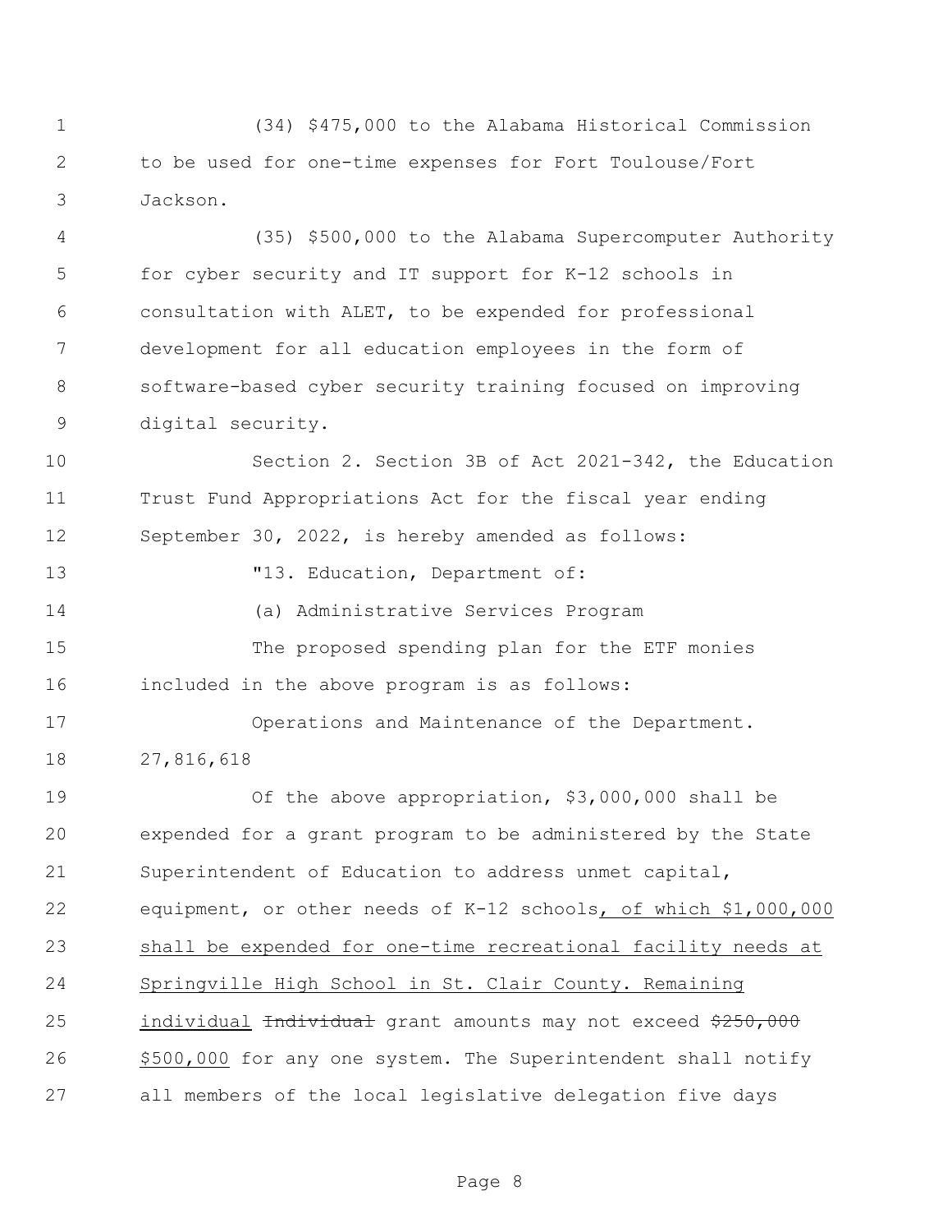(34) $475,000 to the Alabama Historical Commission to be used for one-time expenses for Fort Toulouse/Fort Jackson.

(35) $500,000 to the Alabama Supercomputer Authority for cyber security and IT support for K-12 schools in consultation with ALET, to be expended for professional development for all education employees in the form of software-based cyber security training focused on improving digital security.

Section 2. Section 3B of Act 2021-342, the Education Trust Fund Appropriations Act for the fiscal year ending September 30, 2022, is hereby amended as follows:

"13. Education, Department of:

(a) Administrative Services Program

The proposed spending plan for the ETF monies included in the above program is as follows:

Operations and Maintenance of the Department. 27,816,618

Of the above appropriation, $3,000,000 shall be expended for a grant program to be administered by the State Superintendent of Education to address unmet capital, equipment, or other needs of K-12 schools<u>, of which $1,000,000 shall be expended for one-time recreational facility needs at Springville High School in St. Clair County. Remaining individual</u> ~~Individual~~ grant amounts may not exceed ~~$250,000~~ <u>$500,000</u> for any one system. The Superintendent shall notify all members of the local legislative delegation five days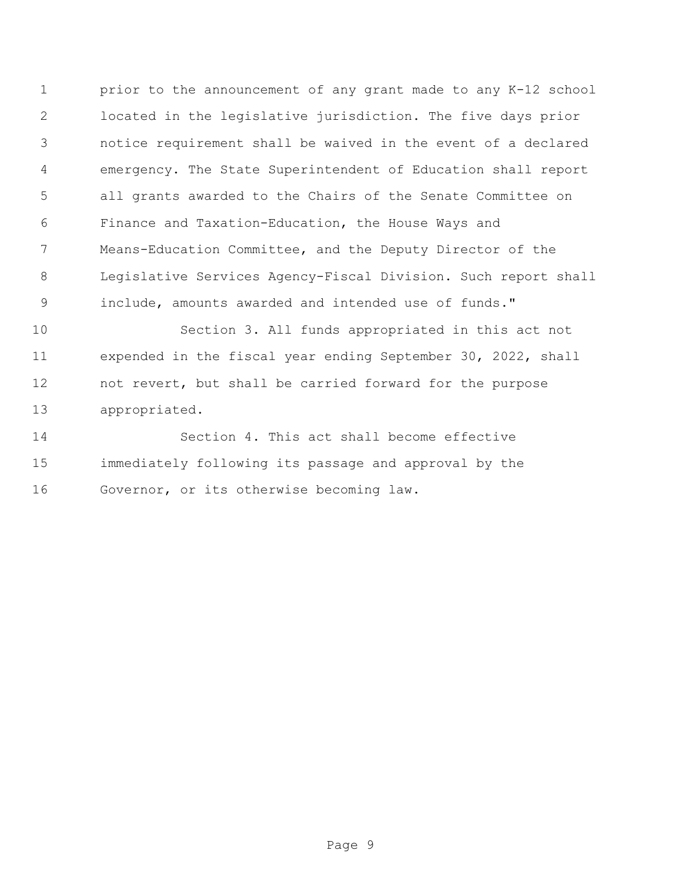prior to the announcement of any grant made to any K-12 school located in the legislative jurisdiction. The five days prior notice requirement shall be waived in the event of a declared emergency. The State Superintendent of Education shall report all grants awarded to the Chairs of the Senate Committee on Finance and Taxation-Education, the House Ways and Means-Education Committee, and the Deputy Director of the Legislative Services Agency-Fiscal Division. Such report shall include, amounts awarded and intended use of funds."

Section 3. All funds appropriated in this act not expended in the fiscal year ending September 30, 2022, shall not revert, but shall be carried forward for the purpose appropriated.

Section 4. This act shall become effective immediately following its passage and approval by the Governor, or its otherwise becoming law.